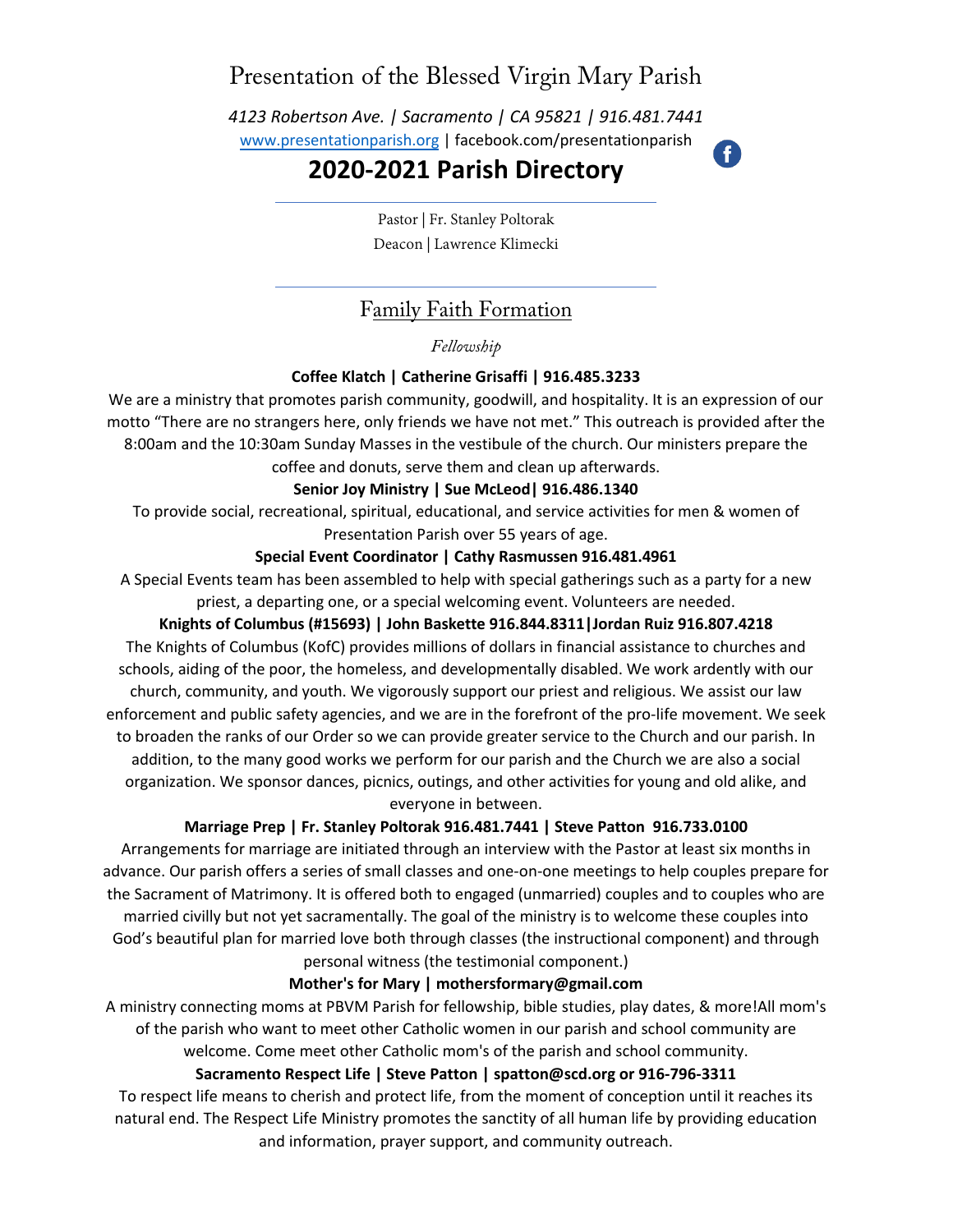# Presentation of the Blessed Virgin Mary Parish

*4123 Robertson Ave. | Sacramento | CA 95821 | 916.481.7441*

www.presentationparish.org | facebook.com/presentationparish

## 2020-2021 Parish Directory

Pastor | Fr. Stanley Poltorak

Deacon | Lawrence Klimecki

## Family Faith Formation

*Fellowship*

**Coffee Klatch | Catherine Grisaffi | 916.485.3233**

We are a ministry that promotes parish community, goodwill, and hospitality. It is an expression of our motto "There are no strangers here, only friends we have not met." This outreach is provided after the 8:00am and the 10:30am Sunday Masses in the vestibule of the church. Our ministers prepare the coffee and donuts, serve them and clean up afterwards.

**Senior Joy Ministry | Sue McLeod| 916.486.1340**

To provide social, recreational, spiritual, educational, and service activities for men & women of Presentation Parish over 55 years of age.

**Special Event Coordinator | Cathy Rasmussen 916.481.4961**

A Special Events team has been assembled to help with special gatherings such as a party for a new priest, a departing one, or a special welcoming event. Volunteers are needed.

**Knights of Columbus (#15693) | John Baskette 916.844.8311|Jordan Ruiz 916.807.4218**

The Knights of Columbus (KofC) provides millions of dollars in financial assistance to churches and schools, aiding of the poor, the homeless, and developmentally disabled. We work ardently with our church, community, and youth. We vigorously support our priest and religious. We assist our law enforcement and public safety agencies, and we are in the forefront of the pro-life movement. We seek to broaden the ranks of our Order so we can provide greater service to the Church and our parish. In addition, to the many good works we perform for our parish and the Church we are also a social organization. We sponsor dances, picnics, outings, and other activities for young and old alike, and everyone in between.

**Marriage Prep | Fr. Stanley Poltorak 916.481.7441 | Steve Patton 916.733.0100**

Arrangements for marriage are initiated through an interview with the Pastor at least six months in advance. Our parish offers a series of small classes and one-on-one meetings to help couples prepare for the Sacrament of Matrimony. It is offered both to engaged (unmarried) couples and to couples who are married civilly but not yet sacramentally. The goal of the ministry is to welcome these couples into God's beautiful plan for married love both through classes (the instructional component) and through personal witness (the testimonial component.)

**Mother's for Mary | mothersformary@gmail.com**

A ministry connecting moms at PBVM Parish for fellowship, bible studies, play dates, & more!All mom's of the parish who want to meet other Catholic women in our parish and school community are welcome. Come meet other Catholic mom's of the parish and school community.

**Sacramento Respect Life | Steve Patton | spatton@scd.org or 916-796-3311**

To respect life means to cherish and protect life, from the moment of conception until it reaches its natural end. The Respect Life Ministry promotes the sanctity of all human life by providing education and information, prayer support, and community outreach.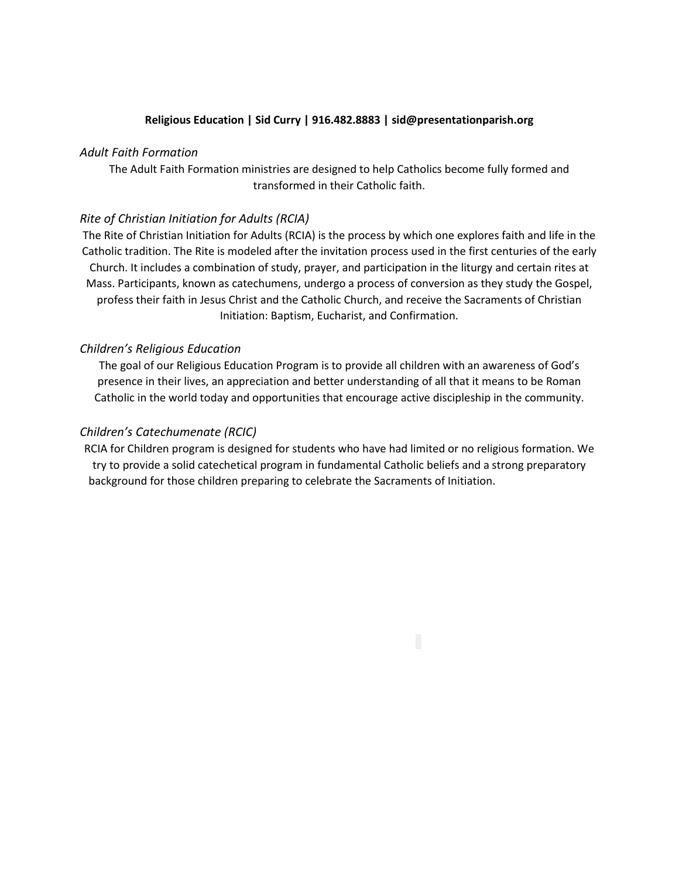**Religious Education | Sid Curry | 916.482.8883 | sid@presentationparish.org**

*Adult Faith Formation*

The Adult Faith Formation ministries are designed to help Catholics become fully formed and transformed in their Catholic faith.

*Rite of Christian Initiation for Adults (RCIA)*

The Rite of Christian Initiation for Adults (RCIA) is the process by which one explores faith and life in the Catholic tradition. The Rite is modeled after the invitation process used in the first centuries of the early Church. It includes a combination of study, prayer, and participation in the liturgy and certain rites at Mass. Participants, known as catechumens, undergo a process of conversion as they study the Gospel, profess their faith in Jesus Christ and the Catholic Church, and receive the Sacraments of Christian Initiation: Baptism, Eucharist, and Confirmation.

*Children's Religious Education*

The goal of our Religious Education Program is to provide all children with an awareness of God's presence in their lives, an appreciation and better understanding of all that it means to be Roman Catholic in the world today and opportunities that encourage active discipleship in the community.

*Children's Catechumenate (RCIC)*

RCIA for Children program is designed for students who have had limited or no religious formation. We try to provide a solid catechetical program in fundamental Catholic beliefs and a strong preparatory background for those children preparing to celebrate the Sacraments of Initiation.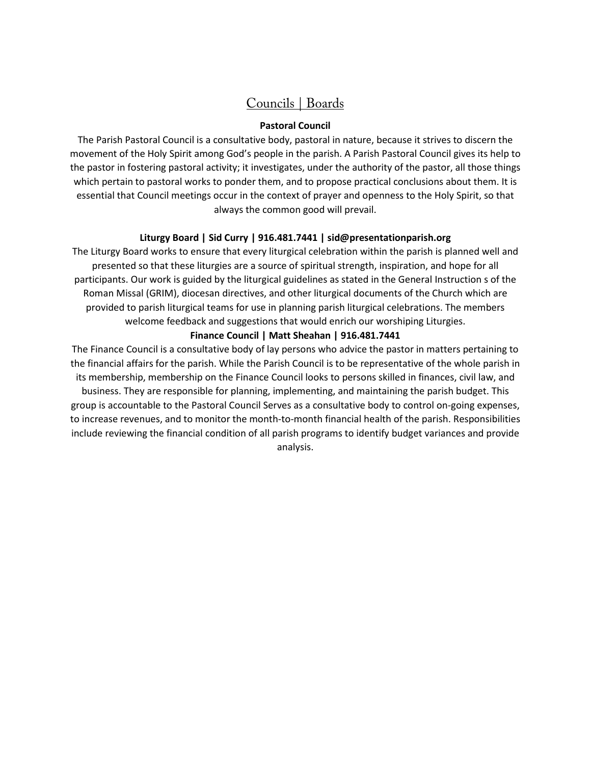# Councils | Boards

**Pastoral Council**

The Parish Pastoral Council is a consultative body, pastoral in nature, because it strives to discern the movement of the Holy Spirit among God's people in the parish. A Parish Pastoral Council gives its help to the pastor in fostering pastoral activity; it investigates, under the authority of the pastor, all those things which pertain to pastoral works to ponder them, and to propose practical conclusions about them. It is essential that Council meetings occur in the context of prayer and openness to the Holy Spirit, so that always the common good will prevail.

**Liturgy Board | Sid Curry | 916.481.7441 | sid@presentationparish.org**

The Liturgy Board works to ensure that every liturgical celebration within the parish is planned well and presented so that these liturgies are a source of spiritual strength, inspiration, and hope for all participants. Our work is guided by the liturgical guidelines as stated in the General Instruction s of the Roman Missal (GRIM), diocesan directives, and other liturgical documents of the Church which are provided to parish liturgical teams for use in planning parish liturgical celebrations. The members welcome feedback and suggestions that would enrich our worshiping Liturgies.

**Finance Council | Matt Sheahan | 916.481.7441**

The Finance Council is a consultative body of lay persons who advice the pastor in matters pertaining to the financial affairs for the parish. While the Parish Council is to be representative of the whole parish in its membership, membership on the Finance Council looks to persons skilled in finances, civil law, and business. They are responsible for planning, implementing, and maintaining the parish budget. This group is accountable to the Pastoral Council Serves as a consultative body to control on-going expenses, to increase revenues, and to monitor the month-to-month financial health of the parish. Responsibilities include reviewing the financial condition of all parish programs to identify budget variances and provide analysis.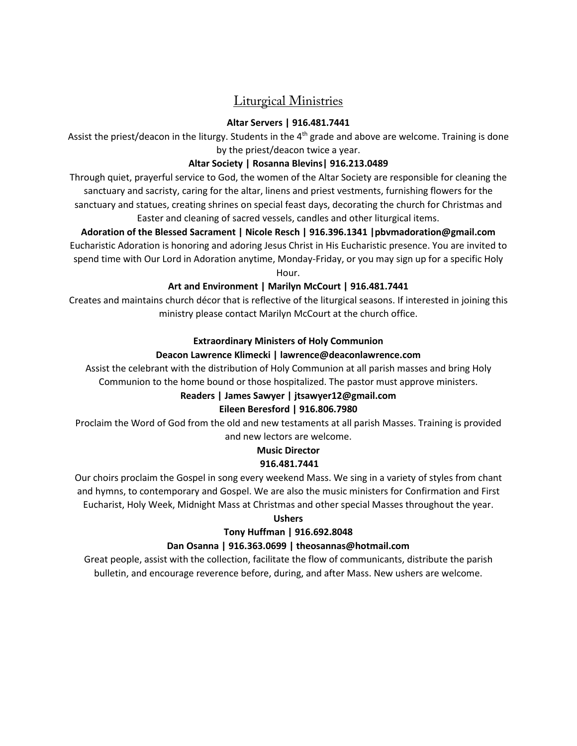## Liturgical Ministries

**Altar Servers | 916.481.7441**

Assist the priest/deacon in the liturgy. Students in the 4th grade and above are welcome. Training is done by the priest/deacon twice a year.

**Altar Society | Rosanna Blevins| 916.213.0489**

Through quiet, prayerful service to God, the women of the Altar Society are responsible for cleaning the sanctuary and sacristy, caring for the altar, linens and priest vestments, furnishing flowers for the sanctuary and statues, creating shrines on special feast days, decorating the church for Christmas and Easter and cleaning of sacred vessels, candles and other liturgical items.

**Adoration of the Blessed Sacrament | Nicole Resch | 916.396.1341 |pbvmadoration@gmail.com**

Eucharistic Adoration is honoring and adoring Jesus Christ in His Eucharistic presence. You are invited to spend time with Our Lord in Adoration anytime, Monday-Friday, or you may sign up for a specific Holy Hour.

**Art and Environment | Marilyn McCourt | 916.481.7441**

Creates and maintains church décor that is reflective of the liturgical seasons. If interested in joining this ministry please contact Marilyn McCourt at the church office.

**Extraordinary Ministers of Holy Communion**

**Deacon Lawrence Klimecki | lawrence@deaconlawrence.com**

Assist the celebrant with the distribution of Holy Communion at all parish masses and bring Holy Communion to the home bound or those hospitalized. The pastor must approve ministers.

**Readers | James Sawyer | jtsawyer12@gmail.com**

**Eileen Beresford | 916.806.7980**

Proclaim the Word of God from the old and new testaments at all parish Masses. Training is provided and new lectors are welcome.

**Music Director**

**916.481.7441**

Our choirs proclaim the Gospel in song every weekend Mass. We sing in a variety of styles from chant and hymns, to contemporary and Gospel. We are also the music ministers for Confirmation and First Eucharist, Holy Week, Midnight Mass at Christmas and other special Masses throughout the year.

**Ushers**

**Tony Huffman | 916.692.8048**

**Dan Osanna | 916.363.0699 | theosannas@hotmail.com**

Great people, assist with the collection, facilitate the flow of communicants, distribute the parish bulletin, and encourage reverence before, during, and after Mass. New ushers are welcome.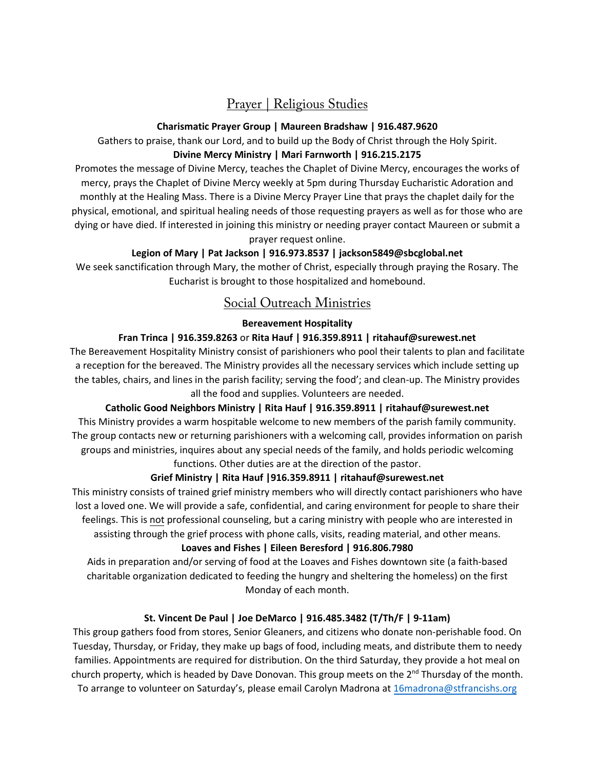## Prayer | Religious Studies

**Charismatic Prayer Group | Maureen Bradshaw | 916.487.9620**

Gathers to praise, thank our Lord, and to build up the Body of Christ through the Holy Spirit.

**Divine Mercy Ministry | Mari Farnworth | 916.215.2175**

Promotes the message of Divine Mercy, teaches the Chaplet of Divine Mercy, encourages the works of mercy, prays the Chaplet of Divine Mercy weekly at 5pm during Thursday Eucharistic Adoration and monthly at the Healing Mass. There is a Divine Mercy Prayer Line that prays the chaplet daily for the physical, emotional, and spiritual healing needs of those requesting prayers as well as for those who are dying or have died. If interested in joining this ministry or needing prayer contact Maureen or submit a prayer request online.

**Legion of Mary | Pat Jackson | 916.973.8537 | jackson5849@sbcglobal.net**

We seek sanctification through Mary, the mother of Christ, especially through praying the Rosary. The Eucharist is brought to those hospitalized and homebound.

## Social Outreach Ministries

**Bereavement Hospitality**

**Fran Trinca | 916.359.8263** or **Rita Hauf | 916.359.8911 | ritahauf@surewest.net**

The Bereavement Hospitality Ministry consist of parishioners who pool their talents to plan and facilitate a reception for the bereaved. The Ministry provides all the necessary services which include setting up the tables, chairs, and lines in the parish facility; serving the food'; and clean-up. The Ministry provides all the food and supplies. Volunteers are needed.

**Catholic Good Neighbors Ministry | Rita Hauf | 916.359.8911 | ritahauf@surewest.net**

This Ministry provides a warm hospitable welcome to new members of the parish family community. The group contacts new or returning parishioners with a welcoming call, provides information on parish groups and ministries, inquires about any special needs of the family, and holds periodic welcoming functions. Other duties are at the direction of the pastor.

**Grief Ministry | Rita Hauf |916.359.8911 | ritahauf@surewest.net**

This ministry consists of trained grief ministry members who will directly contact parishioners who have lost a loved one. We will provide a safe, confidential, and caring environment for people to share their feelings. This is not professional counseling, but a caring ministry with people who are interested in assisting through the grief process with phone calls, visits, reading material, and other means.

**Loaves and Fishes | Eileen Beresford | 916.806.7980**

Aids in preparation and/or serving of food at the Loaves and Fishes downtown site (a faith-based charitable organization dedicated to feeding the hungry and sheltering the homeless) on the first Monday of each month.

**St. Vincent De Paul | Joe DeMarco | 916.485.3482 (T/Th/F | 9-11am)**

This group gathers food from stores, Senior Gleaners, and citizens who donate non-perishable food. On Tuesday, Thursday, or Friday, they make up bags of food, including meats, and distribute them to needy families. Appointments are required for distribution. On the third Saturday, they provide a hot meal on church property, which is headed by Dave Donovan. This group meets on the 2nd Thursday of the month. To arrange to volunteer on Saturday's, please email Carolyn Madrona at 16madrona@stfrancishs.org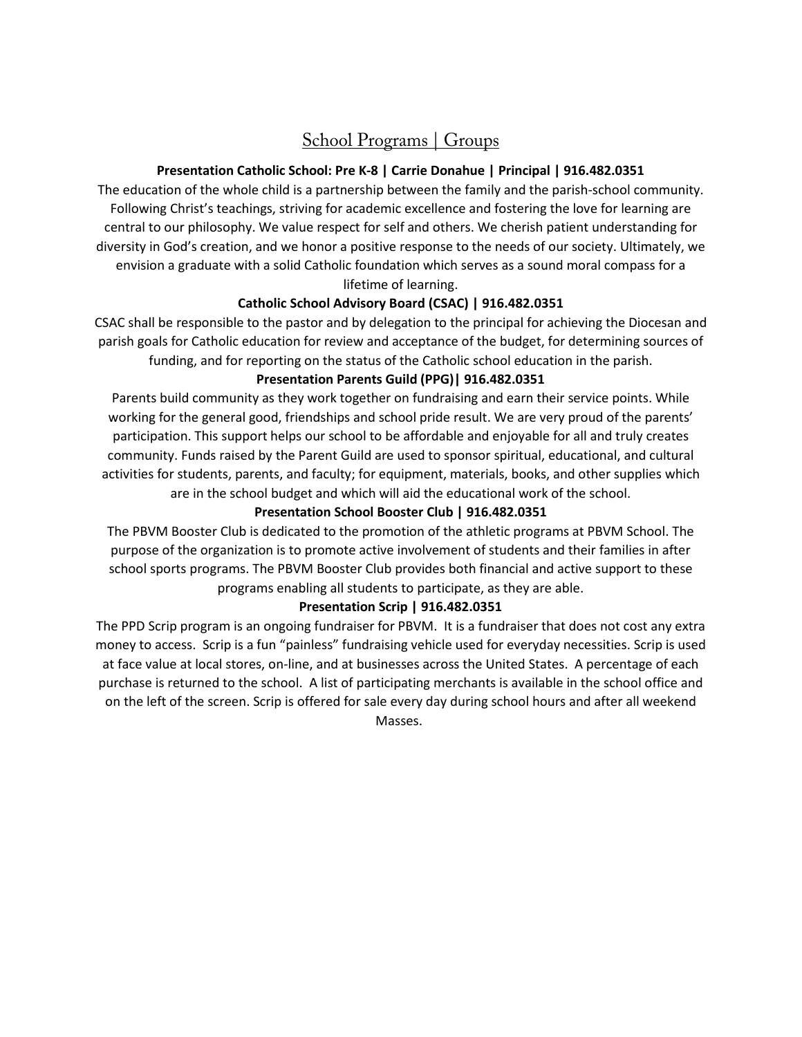## School Programs | Groups

**Presentation Catholic School: Pre K-8 | Carrie Donahue | Principal | 916.482.0351**

The education of the whole child is a partnership between the family and the parish-school community. Following Christ's teachings, striving for academic excellence and fostering the love for learning are central to our philosophy. We value respect for self and others. We cherish patient understanding for diversity in God's creation, and we honor a positive response to the needs of our society. Ultimately, we envision a graduate with a solid Catholic foundation which serves as a sound moral compass for a lifetime of learning.

**Catholic School Advisory Board (CSAC) | 916.482.0351**

CSAC shall be responsible to the pastor and by delegation to the principal for achieving the Diocesan and parish goals for Catholic education for review and acceptance of the budget, for determining sources of funding, and for reporting on the status of the Catholic school education in the parish.

**Presentation Parents Guild (PPG)| 916.482.0351**

Parents build community as they work together on fundraising and earn their service points. While working for the general good, friendships and school pride result. We are very proud of the parents' participation. This support helps our school to be affordable and enjoyable for all and truly creates community. Funds raised by the Parent Guild are used to sponsor spiritual, educational, and cultural activities for students, parents, and faculty; for equipment, materials, books, and other supplies which are in the school budget and which will aid the educational work of the school.

**Presentation School Booster Club | 916.482.0351**

The PBVM Booster Club is dedicated to the promotion of the athletic programs at PBVM School. The purpose of the organization is to promote active involvement of students and their families in after school sports programs. The PBVM Booster Club provides both financial and active support to these programs enabling all students to participate, as they are able.

**Presentation Scrip | 916.482.0351**

The PPD Scrip program is an ongoing fundraiser for PBVM. It is a fundraiser that does not cost any extra money to access. Scrip is a fun "painless" fundraising vehicle used for everyday necessities. Scrip is used at face value at local stores, on-line, and at businesses across the United States. A percentage of each purchase is returned to the school. A list of participating merchants is available in the school office and on the left of the screen. Scrip is offered for sale every day during school hours and after all weekend Masses.